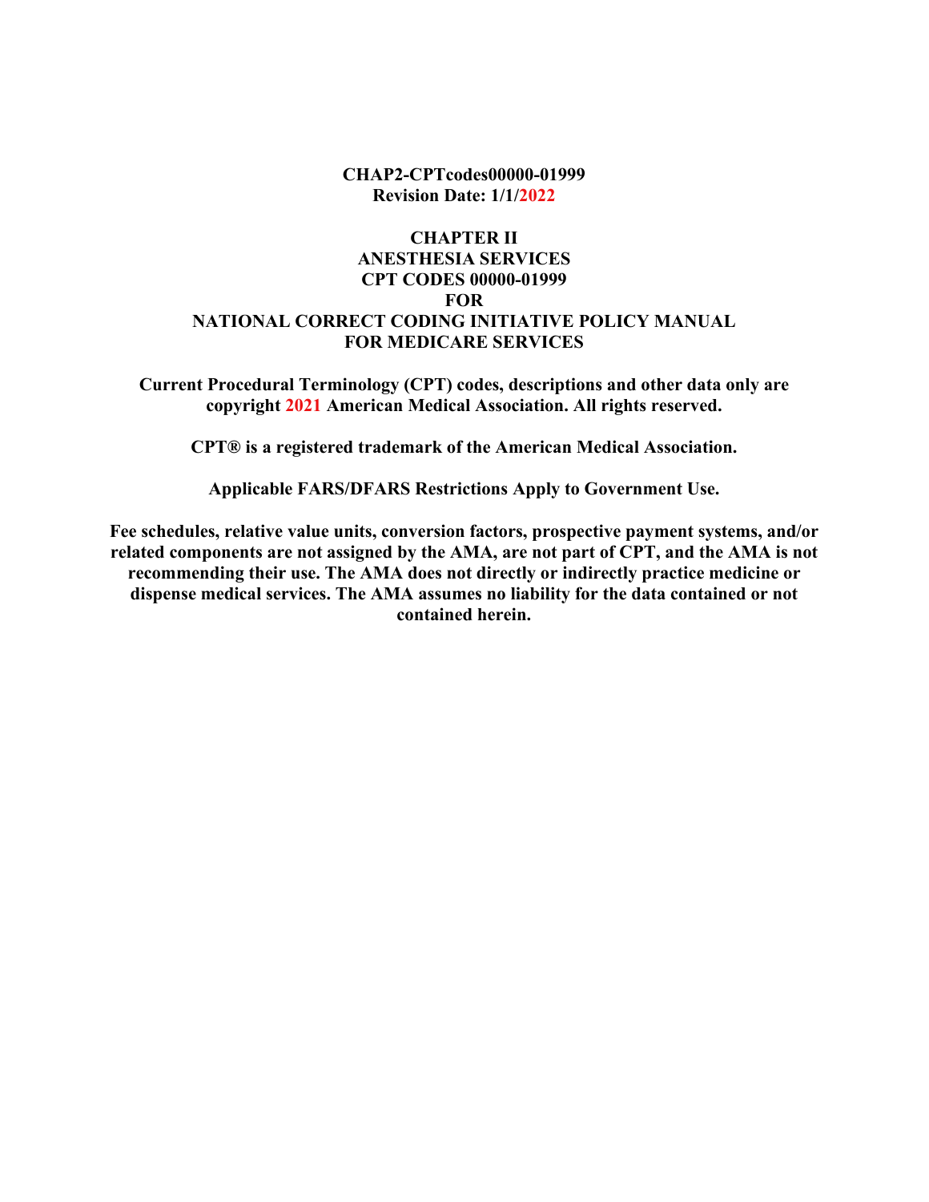**CHAP2-CPTcodes00000-01999**
**Revision Date: 1/1/2022**

# CHAPTER II
# ANESTHESIA SERVICES
# CPT CODES 00000-01999
# FOR
# NATIONAL CORRECT CODING INITIATIVE POLICY MANUAL
# FOR MEDICARE SERVICES

**Current Procedural Terminology (CPT) codes, descriptions and other data only are copyright 2021 American Medical Association. All rights reserved.**

**CPT® is a registered trademark of the American Medical Association.**

**Applicable FARS/DFARS Restrictions Apply to Government Use.**

**Fee schedules, relative value units, conversion factors, prospective payment systems, and/or related components are not assigned by the AMA, are not part of CPT, and the AMA is not recommending their use. The AMA does not directly or indirectly practice medicine or dispense medical services. The AMA assumes no liability for the data contained or not contained herein.**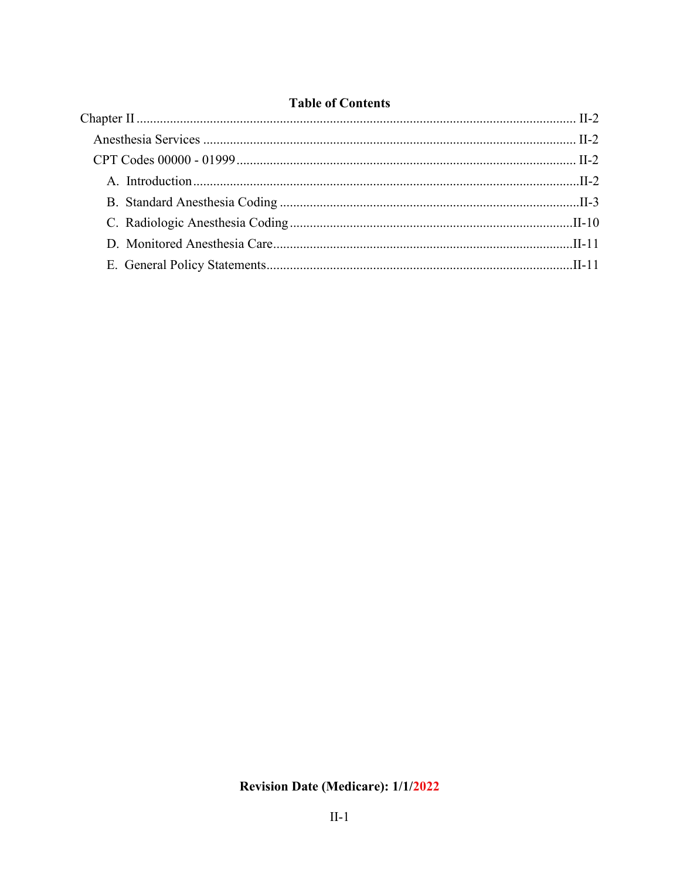**Table of Contents**

Chapter II ........................................................................................................................ II-2

Anesthesia Services ..................................................................................................... II-2

CPT Codes 00000 - 01999 ........................................................................................... II-2

A. Introduction ........................................................................................................II-2

B. Standard Anesthesia Coding ..............................................................................II-3

C. Radiologic Anesthesia Coding ..........................................................................II-10

D. Monitored Anesthesia Care ...............................................................................II-11

E. General Policy Statements .................................................................................II-11

**Revision Date (Medicare): 1/1/2022**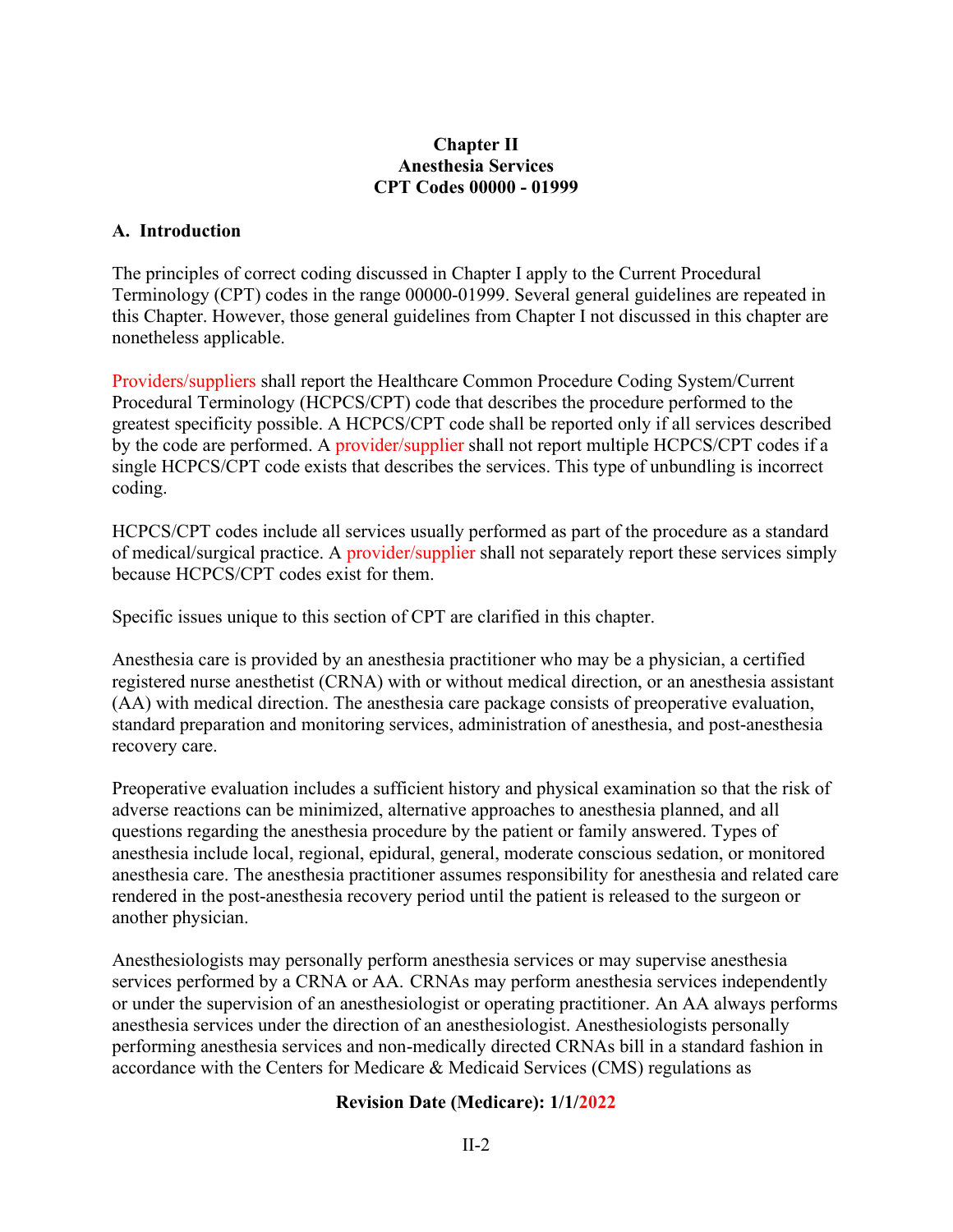# Chapter II
# Anesthesia Services
# CPT Codes 00000 - 01999

## A. Introduction

The principles of correct coding discussed in Chapter I apply to the Current Procedural Terminology (CPT) codes in the range 00000-01999. Several general guidelines are repeated in this Chapter. However, those general guidelines from Chapter I not discussed in this chapter are nonetheless applicable.

Providers/suppliers shall report the Healthcare Common Procedure Coding System/Current Procedural Terminology (HCPCS/CPT) code that describes the procedure performed to the greatest specificity possible. A HCPCS/CPT code shall be reported only if all services described by the code are performed. A provider/supplier shall not report multiple HCPCS/CPT codes if a single HCPCS/CPT code exists that describes the services. This type of unbundling is incorrect coding.

HCPCS/CPT codes include all services usually performed as part of the procedure as a standard of medical/surgical practice. A provider/supplier shall not separately report these services simply because HCPCS/CPT codes exist for them.

Specific issues unique to this section of CPT are clarified in this chapter.

Anesthesia care is provided by an anesthesia practitioner who may be a physician, a certified registered nurse anesthetist (CRNA) with or without medical direction, or an anesthesia assistant (AA) with medical direction. The anesthesia care package consists of preoperative evaluation, standard preparation and monitoring services, administration of anesthesia, and post-anesthesia recovery care.

Preoperative evaluation includes a sufficient history and physical examination so that the risk of adverse reactions can be minimized, alternative approaches to anesthesia planned, and all questions regarding the anesthesia procedure by the patient or family answered. Types of anesthesia include local, regional, epidural, general, moderate conscious sedation, or monitored anesthesia care. The anesthesia practitioner assumes responsibility for anesthesia and related care rendered in the post-anesthesia recovery period until the patient is released to the surgeon or another physician.

Anesthesiologists may personally perform anesthesia services or may supervise anesthesia services performed by a CRNA or AA. CRNAs may perform anesthesia services independently or under the supervision of an anesthesiologist or operating practitioner. An AA always performs anesthesia services under the direction of an anesthesiologist. Anesthesiologists personally performing anesthesia services and non-medically directed CRNAs bill in a standard fashion in accordance with the Centers for Medicare & Medicaid Services (CMS) regulations as

**Revision Date (Medicare): 1/1/2022**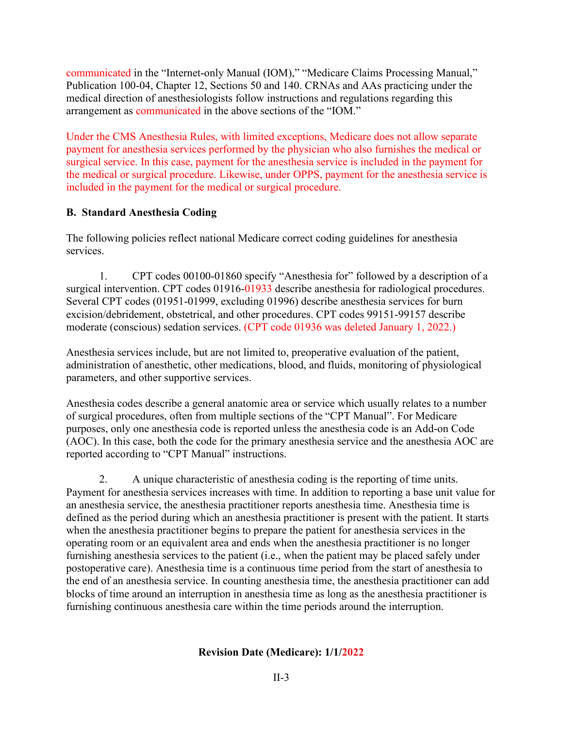communicated in the "Internet-only Manual (IOM)," "Medicare Claims Processing Manual," Publication 100-04, Chapter 12, Sections 50 and 140. CRNAs and AAs practicing under the medical direction of anesthesiologists follow instructions and regulations regarding this arrangement as communicated in the above sections of the "IOM."

Under the CMS Anesthesia Rules, with limited exceptions, Medicare does not allow separate payment for anesthesia services performed by the physician who also furnishes the medical or surgical service. In this case, payment for the anesthesia service is included in the payment for the medical or surgical procedure. Likewise, under OPPS, payment for the anesthesia service is included in the payment for the medical or surgical procedure.

**B. Standard Anesthesia Coding**

The following policies reflect national Medicare correct coding guidelines for anesthesia services.

1. CPT codes 00100-01860 specify "Anesthesia for" followed by a description of a surgical intervention. CPT codes 01916-01933 describe anesthesia for radiological procedures. Several CPT codes (01951-01999, excluding 01996) describe anesthesia services for burn excision/debridement, obstetrical, and other procedures. CPT codes 99151-99157 describe moderate (conscious) sedation services. (CPT code 01936 was deleted January 1, 2022.)

Anesthesia services include, but are not limited to, preoperative evaluation of the patient, administration of anesthetic, other medications, blood, and fluids, monitoring of physiological parameters, and other supportive services.

Anesthesia codes describe a general anatomic area or service which usually relates to a number of surgical procedures, often from multiple sections of the "CPT Manual". For Medicare purposes, only one anesthesia code is reported unless the anesthesia code is an Add-on Code (AOC). In this case, both the code for the primary anesthesia service and the anesthesia AOC are reported according to "CPT Manual" instructions.

2. A unique characteristic of anesthesia coding is the reporting of time units. Payment for anesthesia services increases with time. In addition to reporting a base unit value for an anesthesia service, the anesthesia practitioner reports anesthesia time. Anesthesia time is defined as the period during which an anesthesia practitioner is present with the patient. It starts when the anesthesia practitioner begins to prepare the patient for anesthesia services in the operating room or an equivalent area and ends when the anesthesia practitioner is no longer furnishing anesthesia services to the patient (i.e., when the patient may be placed safely under postoperative care). Anesthesia time is a continuous time period from the start of anesthesia to the end of an anesthesia service. In counting anesthesia time, the anesthesia practitioner can add blocks of time around an interruption in anesthesia time as long as the anesthesia practitioner is furnishing continuous anesthesia care within the time periods around the interruption.

**Revision Date (Medicare): 1/1/2022**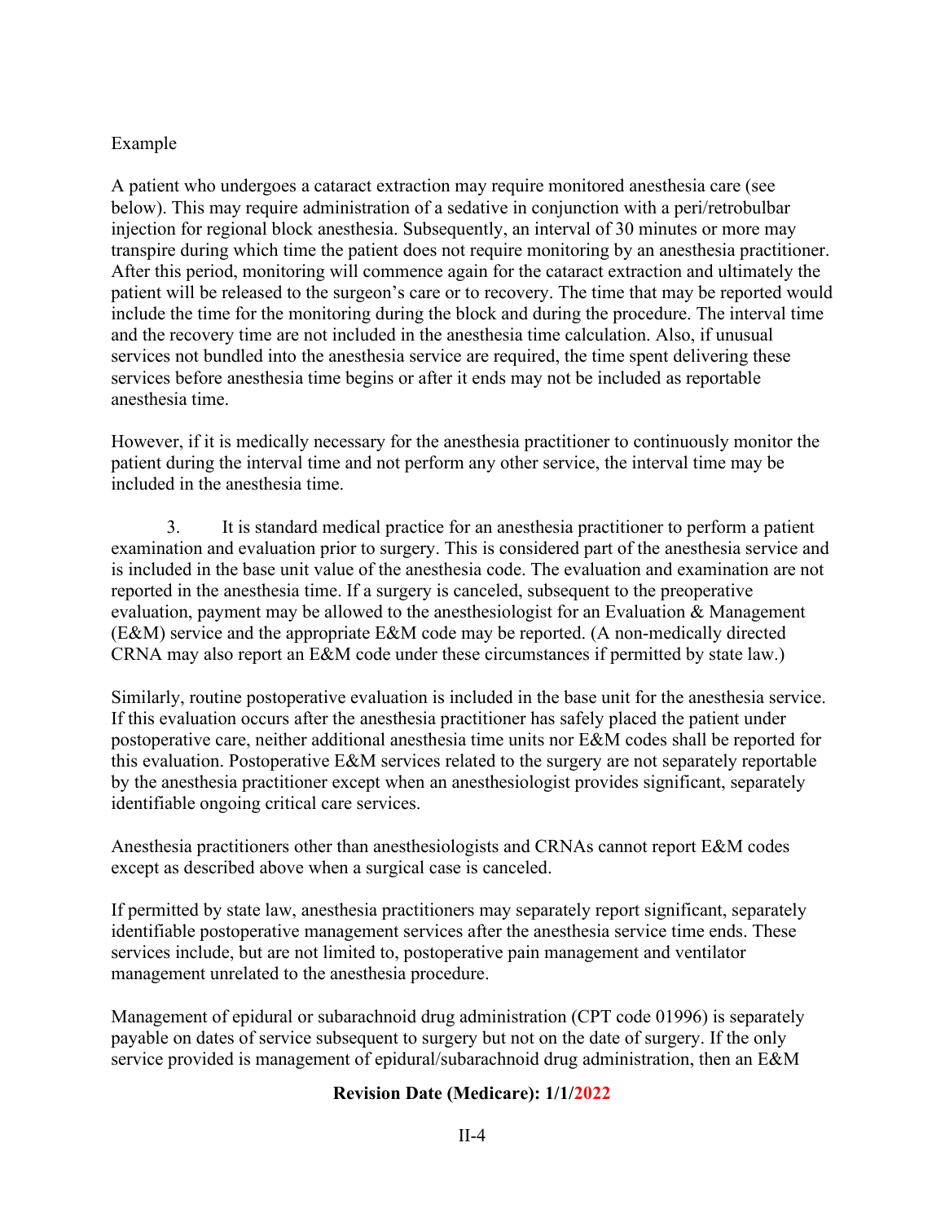Example

A patient who undergoes a cataract extraction may require monitored anesthesia care (see below). This may require administration of a sedative in conjunction with a peri/retrobulbar injection for regional block anesthesia. Subsequently, an interval of 30 minutes or more may transpire during which time the patient does not require monitoring by an anesthesia practitioner. After this period, monitoring will commence again for the cataract extraction and ultimately the patient will be released to the surgeon's care or to recovery. The time that may be reported would include the time for the monitoring during the block and during the procedure. The interval time and the recovery time are not included in the anesthesia time calculation. Also, if unusual services not bundled into the anesthesia service are required, the time spent delivering these services before anesthesia time begins or after it ends may not be included as reportable anesthesia time.

However, if it is medically necessary for the anesthesia practitioner to continuously monitor the patient during the interval time and not perform any other service, the interval time may be included in the anesthesia time.

3. It is standard medical practice for an anesthesia practitioner to perform a patient examination and evaluation prior to surgery. This is considered part of the anesthesia service and is included in the base unit value of the anesthesia code. The evaluation and examination are not reported in the anesthesia time. If a surgery is canceled, subsequent to the preoperative evaluation, payment may be allowed to the anesthesiologist for an Evaluation & Management (E&M) service and the appropriate E&M code may be reported. (A non-medically directed CRNA may also report an E&M code under these circumstances if permitted by state law.)

Similarly, routine postoperative evaluation is included in the base unit for the anesthesia service. If this evaluation occurs after the anesthesia practitioner has safely placed the patient under postoperative care, neither additional anesthesia time units nor E&M codes shall be reported for this evaluation. Postoperative E&M services related to the surgery are not separately reportable by the anesthesia practitioner except when an anesthesiologist provides significant, separately identifiable ongoing critical care services.

Anesthesia practitioners other than anesthesiologists and CRNAs cannot report E&M codes except as described above when a surgical case is canceled.

If permitted by state law, anesthesia practitioners may separately report significant, separately identifiable postoperative management services after the anesthesia service time ends. These services include, but are not limited to, postoperative pain management and ventilator management unrelated to the anesthesia procedure.

Management of epidural or subarachnoid drug administration (CPT code 01996) is separately payable on dates of service subsequent to surgery but not on the date of surgery. If the only service provided is management of epidural/subarachnoid drug administration, then an E&M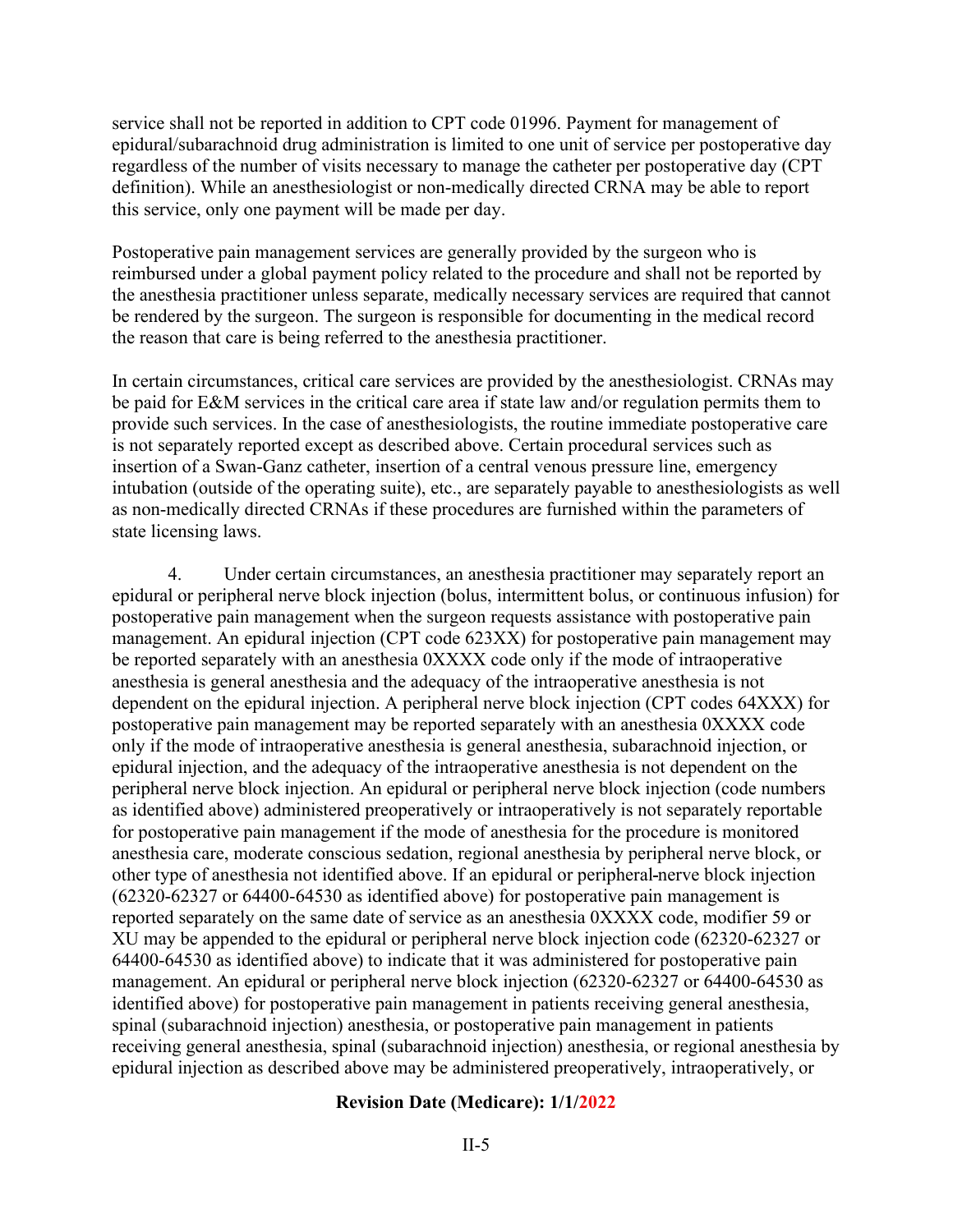service shall not be reported in addition to CPT code 01996. Payment for management of epidural/subarachnoid drug administration is limited to one unit of service per postoperative day regardless of the number of visits necessary to manage the catheter per postoperative day (CPT definition). While an anesthesiologist or non-medically directed CRNA may be able to report this service, only one payment will be made per day.

Postoperative pain management services are generally provided by the surgeon who is reimbursed under a global payment policy related to the procedure and shall not be reported by the anesthesia practitioner unless separate, medically necessary services are required that cannot be rendered by the surgeon. The surgeon is responsible for documenting in the medical record the reason that care is being referred to the anesthesia practitioner.

In certain circumstances, critical care services are provided by the anesthesiologist. CRNAs may be paid for E&M services in the critical care area if state law and/or regulation permits them to provide such services. In the case of anesthesiologists, the routine immediate postoperative care is not separately reported except as described above. Certain procedural services such as insertion of a Swan-Ganz catheter, insertion of a central venous pressure line, emergency intubation (outside of the operating suite), etc., are separately payable to anesthesiologists as well as non-medically directed CRNAs if these procedures are furnished within the parameters of state licensing laws.

4. Under certain circumstances, an anesthesia practitioner may separately report an epidural or peripheral nerve block injection (bolus, intermittent bolus, or continuous infusion) for postoperative pain management when the surgeon requests assistance with postoperative pain management. An epidural injection (CPT code 623XX) for postoperative pain management may be reported separately with an anesthesia 0XXXX code only if the mode of intraoperative anesthesia is general anesthesia and the adequacy of the intraoperative anesthesia is not dependent on the epidural injection. A peripheral nerve block injection (CPT codes 64XXX) for postoperative pain management may be reported separately with an anesthesia 0XXXX code only if the mode of intraoperative anesthesia is general anesthesia, subarachnoid injection, or epidural injection, and the adequacy of the intraoperative anesthesia is not dependent on the peripheral nerve block injection. An epidural or peripheral nerve block injection (code numbers as identified above) administered preoperatively or intraoperatively is not separately reportable for postoperative pain management if the mode of anesthesia for the procedure is monitored anesthesia care, moderate conscious sedation, regional anesthesia by peripheral nerve block, or other type of anesthesia not identified above. If an epidural or peripheral-nerve block injection (62320-62327 or 64400-64530 as identified above) for postoperative pain management is reported separately on the same date of service as an anesthesia 0XXXX code, modifier 59 or XU may be appended to the epidural or peripheral nerve block injection code (62320-62327 or 64400-64530 as identified above) to indicate that it was administered for postoperative pain management. An epidural or peripheral nerve block injection (62320-62327 or 64400-64530 as identified above) for postoperative pain management in patients receiving general anesthesia, spinal (subarachnoid injection) anesthesia, or postoperative pain management in patients receiving general anesthesia, spinal (subarachnoid injection) anesthesia, or regional anesthesia by epidural injection as described above may be administered preoperatively, intraoperatively, or

**Revision Date (Medicare): 1/1/2022**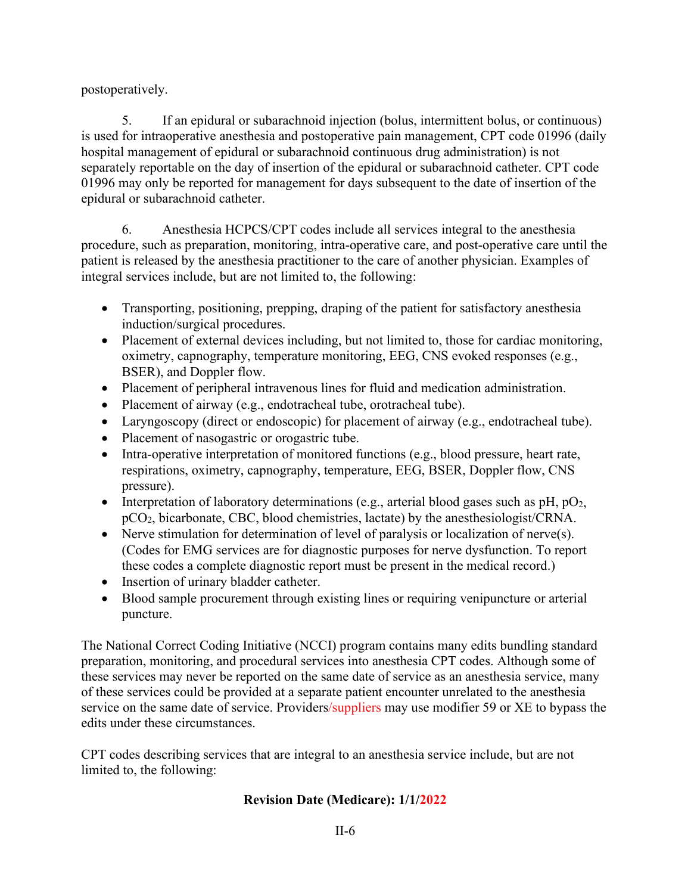postoperatively.

5. If an epidural or subarachnoid injection (bolus, intermittent bolus, or continuous) is used for intraoperative anesthesia and postoperative pain management, CPT code 01996 (daily hospital management of epidural or subarachnoid continuous drug administration) is not separately reportable on the day of insertion of the epidural or subarachnoid catheter. CPT code 01996 may only be reported for management for days subsequent to the date of insertion of the epidural or subarachnoid catheter.

6. Anesthesia HCPCS/CPT codes include all services integral to the anesthesia procedure, such as preparation, monitoring, intra-operative care, and post-operative care until the patient is released by the anesthesia practitioner to the care of another physician. Examples of integral services include, but are not limited to, the following:

- Transporting, positioning, prepping, draping of the patient for satisfactory anesthesia induction/surgical procedures.
- Placement of external devices including, but not limited to, those for cardiac monitoring, oximetry, capnography, temperature monitoring, EEG, CNS evoked responses (e.g., BSER), and Doppler flow.
- Placement of peripheral intravenous lines for fluid and medication administration.
- Placement of airway (e.g., endotracheal tube, orotracheal tube).
- Laryngoscopy (direct or endoscopic) for placement of airway (e.g., endotracheal tube).
- Placement of nasogastric or orogastric tube.
- Intra-operative interpretation of monitored functions (e.g., blood pressure, heart rate, respirations, oximetry, capnography, temperature, EEG, BSER, Doppler flow, CNS pressure).
- Interpretation of laboratory determinations (e.g., arterial blood gases such as pH, $pO_2$, $pCO_2$, bicarbonate, CBC, blood chemistries, lactate) by the anesthesiologist/CRNA.
- Nerve stimulation for determination of level of paralysis or localization of nerve(s). (Codes for EMG services are for diagnostic purposes for nerve dysfunction. To report these codes a complete diagnostic report must be present in the medical record.)
- Insertion of urinary bladder catheter.
- Blood sample procurement through existing lines or requiring venipuncture or arterial puncture.

The National Correct Coding Initiative (NCCI) program contains many edits bundling standard preparation, monitoring, and procedural services into anesthesia CPT codes. Although some of these services may never be reported on the same date of service as an anesthesia service, many of these services could be provided at a separate patient encounter unrelated to the anesthesia service on the same date of service. Providers/suppliers may use modifier 59 or XE to bypass the edits under these circumstances.

CPT codes describing services that are integral to an anesthesia service include, but are not limited to, the following: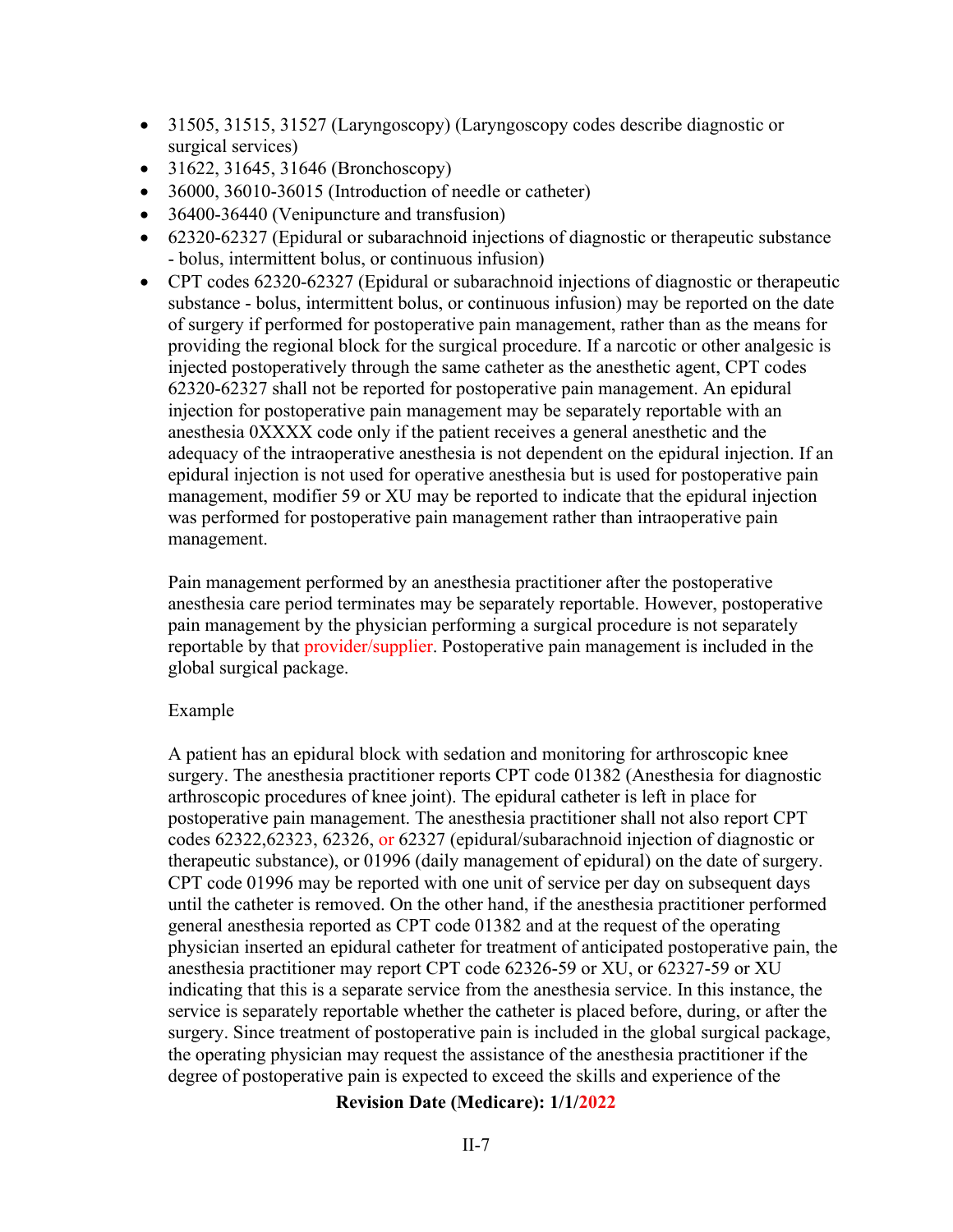- 31505, 31515, 31527 (Laryngoscopy) (Laryngoscopy codes describe diagnostic or surgical services)
- 31622, 31645, 31646 (Bronchoscopy)
- 36000, 36010-36015 (Introduction of needle or catheter)
- 36400-36440 (Venipuncture and transfusion)
- 62320-62327 (Epidural or subarachnoid injections of diagnostic or therapeutic substance - bolus, intermittent bolus, or continuous infusion)
- CPT codes 62320-62327 (Epidural or subarachnoid injections of diagnostic or therapeutic substance - bolus, intermittent bolus, or continuous infusion) may be reported on the date of surgery if performed for postoperative pain management, rather than as the means for providing the regional block for the surgical procedure. If a narcotic or other analgesic is injected postoperatively through the same catheter as the anesthetic agent, CPT codes 62320-62327 shall not be reported for postoperative pain management. An epidural injection for postoperative pain management may be separately reportable with an anesthesia 0XXXX code only if the patient receives a general anesthetic and the adequacy of the intraoperative anesthesia is not dependent on the epidural injection. If an epidural injection is not used for operative anesthesia but is used for postoperative pain management, modifier 59 or XU may be reported to indicate that the epidural injection was performed for postoperative pain management rather than intraoperative pain management.

  Pain management performed by an anesthesia practitioner after the postoperative anesthesia care period terminates may be separately reportable. However, postoperative pain management by the physician performing a surgical procedure is not separately reportable by that provider/supplier. Postoperative pain management is included in the global surgical package.

  Example

  A patient has an epidural block with sedation and monitoring for arthroscopic knee surgery. The anesthesia practitioner reports CPT code 01382 (Anesthesia for diagnostic arthroscopic procedures of knee joint). The epidural catheter is left in place for postoperative pain management. The anesthesia practitioner shall not also report CPT codes 62322,62323, 62326, or 62327 (epidural/subarachnoid injection of diagnostic or therapeutic substance), or 01996 (daily management of epidural) on the date of surgery. CPT code 01996 may be reported with one unit of service per day on subsequent days until the catheter is removed. On the other hand, if the anesthesia practitioner performed general anesthesia reported as CPT code 01382 and at the request of the operating physician inserted an epidural catheter for treatment of anticipated postoperative pain, the anesthesia practitioner may report CPT code 62326-59 or XU, or 62327-59 or XU indicating that this is a separate service from the anesthesia service. In this instance, the service is separately reportable whether the catheter is placed before, during, or after the surgery. Since treatment of postoperative pain is included in the global surgical package, the operating physician may request the assistance of the anesthesia practitioner if the degree of postoperative pain is expected to exceed the skills and experience of the

**Revision Date (Medicare): 1/1/2022**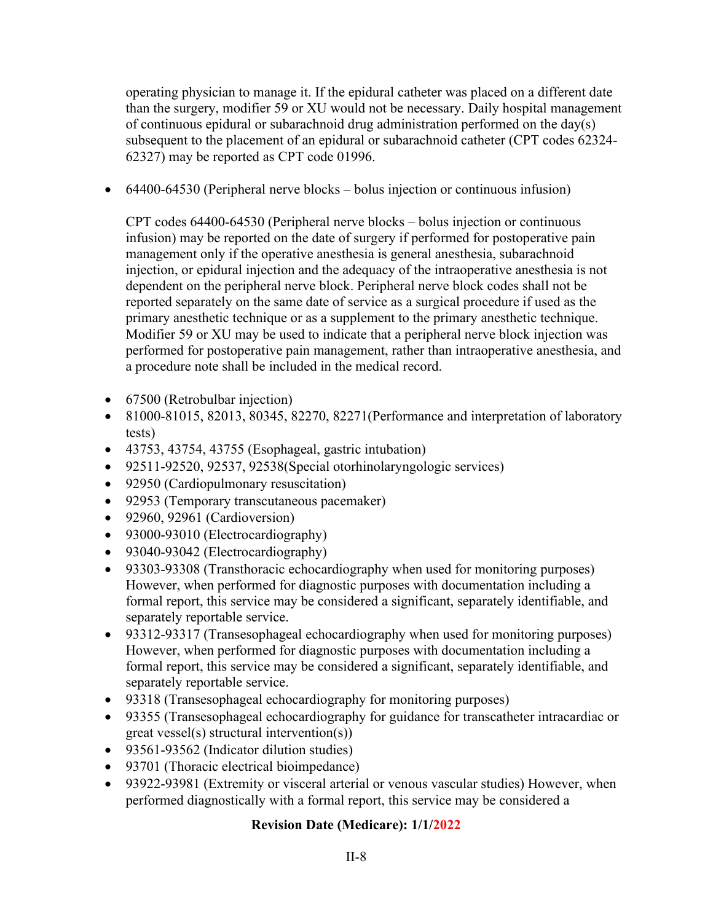operating physician to manage it. If the epidural catheter was placed on a different date than the surgery, modifier 59 or XU would not be necessary. Daily hospital management of continuous epidural or subarachnoid drug administration performed on the day(s) subsequent to the placement of an epidural or subarachnoid catheter (CPT codes 62324-62327) may be reported as CPT code 01996.

- 64400-64530 (Peripheral nerve blocks – bolus injection or continuous infusion)

  CPT codes 64400-64530 (Peripheral nerve blocks – bolus injection or continuous infusion) may be reported on the date of surgery if performed for postoperative pain management only if the operative anesthesia is general anesthesia, subarachnoid injection, or epidural injection and the adequacy of the intraoperative anesthesia is not dependent on the peripheral nerve block. Peripheral nerve block codes shall not be reported separately on the same date of service as a surgical procedure if used as the primary anesthetic technique or as a supplement to the primary anesthetic technique. Modifier 59 or XU may be used to indicate that a peripheral nerve block injection was performed for postoperative pain management, rather than intraoperative anesthesia, and a procedure note shall be included in the medical record.

- 67500 (Retrobulbar injection)
- 81000-81015, 82013, 80345, 82270, 82271(Performance and interpretation of laboratory tests)
- 43753, 43754, 43755 (Esophageal, gastric intubation)
- 92511-92520, 92537, 92538(Special otorhinolaryngologic services)
- 92950 (Cardiopulmonary resuscitation)
- 92953 (Temporary transcutaneous pacemaker)
- 92960, 92961 (Cardioversion)
- 93000-93010 (Electrocardiography)
- 93040-93042 (Electrocardiography)
- 93303-93308 (Transthoracic echocardiography when used for monitoring purposes) However, when performed for diagnostic purposes with documentation including a formal report, this service may be considered a significant, separately identifiable, and separately reportable service.
- 93312-93317 (Transesophageal echocardiography when used for monitoring purposes) However, when performed for diagnostic purposes with documentation including a formal report, this service may be considered a significant, separately identifiable, and separately reportable service.
- 93318 (Transesophageal echocardiography for monitoring purposes)
- 93355 (Transesophageal echocardiography for guidance for transcatheter intracardiac or great vessel(s) structural intervention(s))
- 93561-93562 (Indicator dilution studies)
- 93701 (Thoracic electrical bioimpedance)
- 93922-93981 (Extremity or visceral arterial or venous vascular studies) However, when performed diagnostically with a formal report, this service may be considered a

**Revision Date (Medicare): 1/1/2022**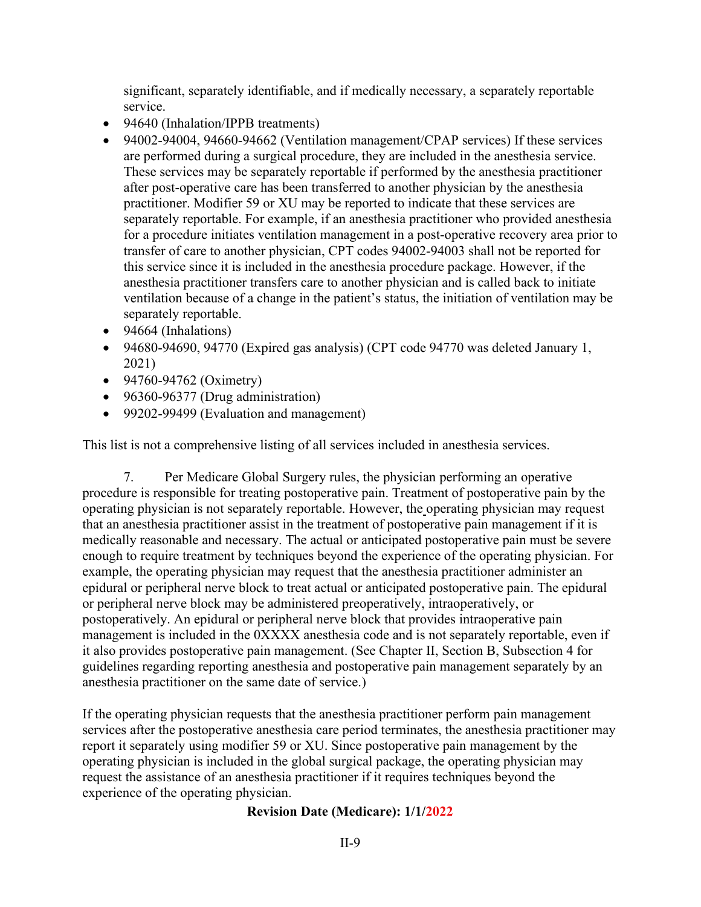significant, separately identifiable, and if medically necessary, a separately reportable service.

- 94640 (Inhalation/IPPB treatments)
- 94002-94004, 94660-94662 (Ventilation management/CPAP services) If these services are performed during a surgical procedure, they are included in the anesthesia service. These services may be separately reportable if performed by the anesthesia practitioner after post-operative care has been transferred to another physician by the anesthesia practitioner. Modifier 59 or XU may be reported to indicate that these services are separately reportable. For example, if an anesthesia practitioner who provided anesthesia for a procedure initiates ventilation management in a post-operative recovery area prior to transfer of care to another physician, CPT codes 94002-94003 shall not be reported for this service since it is included in the anesthesia procedure package. However, if the anesthesia practitioner transfers care to another physician and is called back to initiate ventilation because of a change in the patient's status, the initiation of ventilation may be separately reportable.
- 94664 (Inhalations)
- 94680-94690, 94770 (Expired gas analysis) (CPT code 94770 was deleted January 1, 2021)
- 94760-94762 (Oximetry)
- 96360-96377 (Drug administration)
- 99202-99499 (Evaluation and management)

This list is not a comprehensive listing of all services included in anesthesia services.

7. Per Medicare Global Surgery rules, the physician performing an operative procedure is responsible for treating postoperative pain. Treatment of postoperative pain by the operating physician is not separately reportable. However, the operating physician may request that an anesthesia practitioner assist in the treatment of postoperative pain management if it is medically reasonable and necessary. The actual or anticipated postoperative pain must be severe enough to require treatment by techniques beyond the experience of the operating physician. For example, the operating physician may request that the anesthesia practitioner administer an epidural or peripheral nerve block to treat actual or anticipated postoperative pain. The epidural or peripheral nerve block may be administered preoperatively, intraoperatively, or postoperatively. An epidural or peripheral nerve block that provides intraoperative pain management is included in the 0XXXX anesthesia code and is not separately reportable, even if it also provides postoperative pain management. (See Chapter II, Section B, Subsection 4 for guidelines regarding reporting anesthesia and postoperative pain management separately by an anesthesia practitioner on the same date of service.)

If the operating physician requests that the anesthesia practitioner perform pain management services after the postoperative anesthesia care period terminates, the anesthesia practitioner may report it separately using modifier 59 or XU. Since postoperative pain management by the operating physician is included in the global surgical package, the operating physician may request the assistance of an anesthesia practitioner if it requires techniques beyond the experience of the operating physician.

**Revision Date (Medicare): 1/1/2022**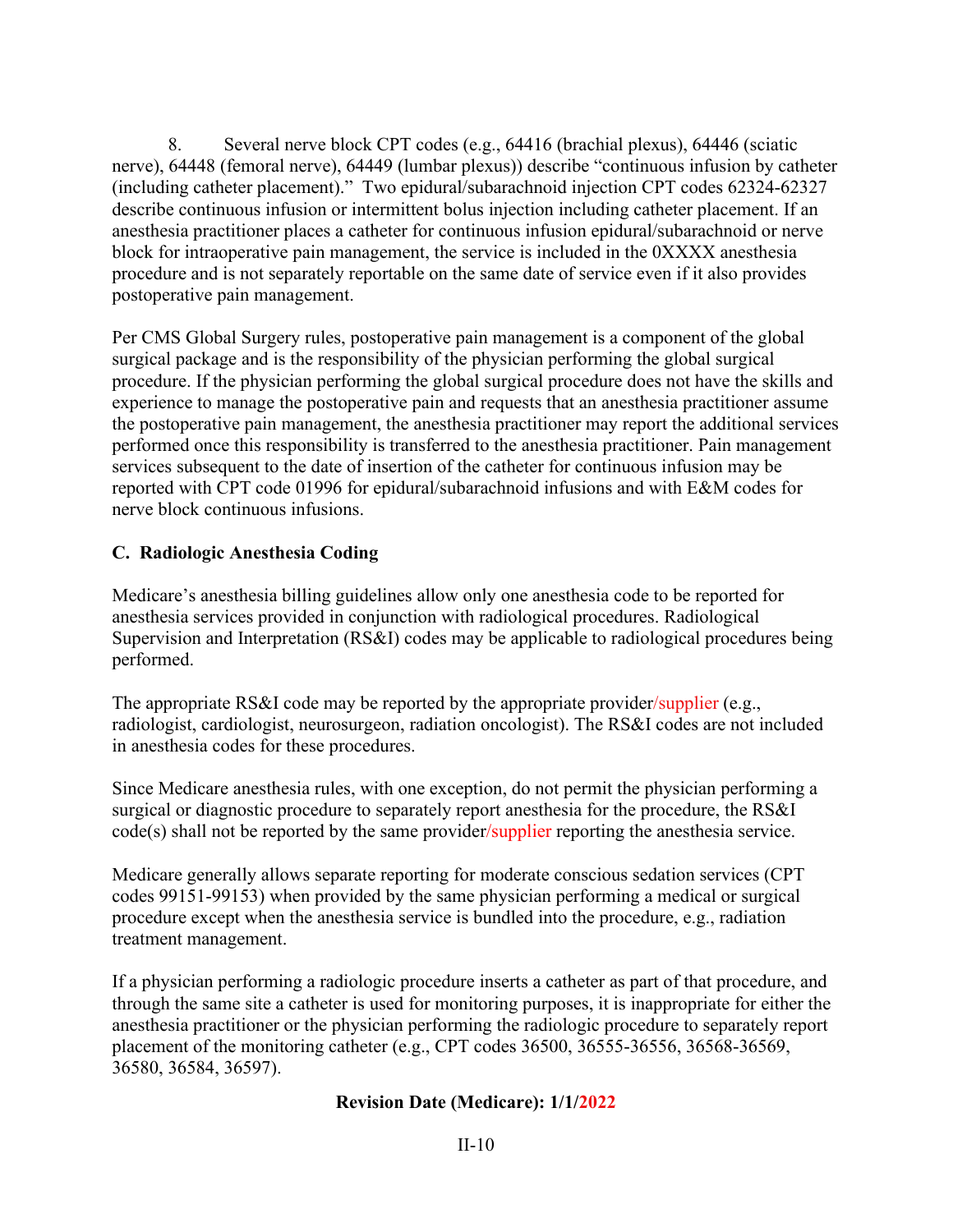8. Several nerve block CPT codes (e.g., 64416 (brachial plexus), 64446 (sciatic nerve), 64448 (femoral nerve), 64449 (lumbar plexus)) describe "continuous infusion by catheter (including catheter placement)." Two epidural/subarachnoid injection CPT codes 62324-62327 describe continuous infusion or intermittent bolus injection including catheter placement. If an anesthesia practitioner places a catheter for continuous infusion epidural/subarachnoid or nerve block for intraoperative pain management, the service is included in the 0XXXX anesthesia procedure and is not separately reportable on the same date of service even if it also provides postoperative pain management.

Per CMS Global Surgery rules, postoperative pain management is a component of the global surgical package and is the responsibility of the physician performing the global surgical procedure. If the physician performing the global surgical procedure does not have the skills and experience to manage the postoperative pain and requests that an anesthesia practitioner assume the postoperative pain management, the anesthesia practitioner may report the additional services performed once this responsibility is transferred to the anesthesia practitioner. Pain management services subsequent to the date of insertion of the catheter for continuous infusion may be reported with CPT code 01996 for epidural/subarachnoid infusions and with E&M codes for nerve block continuous infusions.

### C. Radiologic Anesthesia Coding

Medicare's anesthesia billing guidelines allow only one anesthesia code to be reported for anesthesia services provided in conjunction with radiological procedures. Radiological Supervision and Interpretation (RS&I) codes may be applicable to radiological procedures being performed.

The appropriate RS&I code may be reported by the appropriate provider/supplier (e.g., radiologist, cardiologist, neurosurgeon, radiation oncologist). The RS&I codes are not included in anesthesia codes for these procedures.

Since Medicare anesthesia rules, with one exception, do not permit the physician performing a surgical or diagnostic procedure to separately report anesthesia for the procedure, the RS&I code(s) shall not be reported by the same provider/supplier reporting the anesthesia service.

Medicare generally allows separate reporting for moderate conscious sedation services (CPT codes 99151-99153) when provided by the same physician performing a medical or surgical procedure except when the anesthesia service is bundled into the procedure, e.g., radiation treatment management.

If a physician performing a radiologic procedure inserts a catheter as part of that procedure, and through the same site a catheter is used for monitoring purposes, it is inappropriate for either the anesthesia practitioner or the physician performing the radiologic procedure to separately report placement of the monitoring catheter (e.g., CPT codes 36500, 36555-36556, 36568-36569, 36580, 36584, 36597).

**Revision Date (Medicare): 1/1/2022**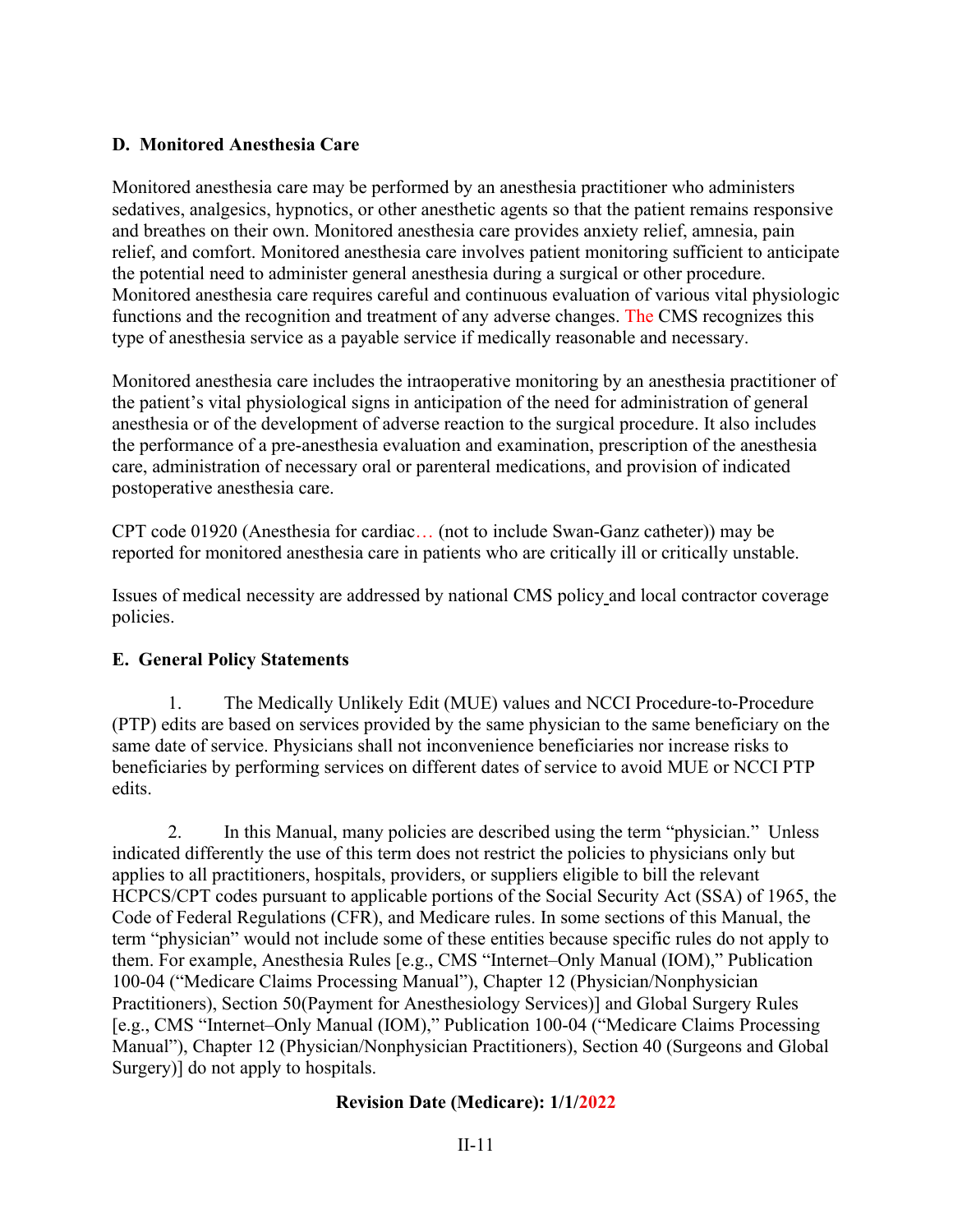### D. Monitored Anesthesia Care

Monitored anesthesia care may be performed by an anesthesia practitioner who administers sedatives, analgesics, hypnotics, or other anesthetic agents so that the patient remains responsive and breathes on their own. Monitored anesthesia care provides anxiety relief, amnesia, pain relief, and comfort. Monitored anesthesia care involves patient monitoring sufficient to anticipate the potential need to administer general anesthesia during a surgical or other procedure. Monitored anesthesia care requires careful and continuous evaluation of various vital physiologic functions and the recognition and treatment of any adverse changes. The CMS recognizes this type of anesthesia service as a payable service if medically reasonable and necessary.

Monitored anesthesia care includes the intraoperative monitoring by an anesthesia practitioner of the patient's vital physiological signs in anticipation of the need for administration of general anesthesia or of the development of adverse reaction to the surgical procedure. It also includes the performance of a pre-anesthesia evaluation and examination, prescription of the anesthesia care, administration of necessary oral or parenteral medications, and provision of indicated postoperative anesthesia care.

CPT code 01920 (Anesthesia for cardiac… (not to include Swan-Ganz catheter)) may be reported for monitored anesthesia care in patients who are critically ill or critically unstable.

Issues of medical necessity are addressed by national CMS policy and local contractor coverage policies.

### E. General Policy Statements

1. The Medically Unlikely Edit (MUE) values and NCCI Procedure-to-Procedure (PTP) edits are based on services provided by the same physician to the same beneficiary on the same date of service. Physicians shall not inconvenience beneficiaries nor increase risks to beneficiaries by performing services on different dates of service to avoid MUE or NCCI PTP edits.

2. In this Manual, many policies are described using the term "physician." Unless indicated differently the use of this term does not restrict the policies to physicians only but applies to all practitioners, hospitals, providers, or suppliers eligible to bill the relevant HCPCS/CPT codes pursuant to applicable portions of the Social Security Act (SSA) of 1965, the Code of Federal Regulations (CFR), and Medicare rules. In some sections of this Manual, the term "physician" would not include some of these entities because specific rules do not apply to them. For example, Anesthesia Rules [e.g., CMS "Internet–Only Manual (IOM)," Publication 100-04 ("Medicare Claims Processing Manual"), Chapter 12 (Physician/Nonphysician Practitioners), Section 50(Payment for Anesthesiology Services)] and Global Surgery Rules [e.g., CMS "Internet–Only Manual (IOM)," Publication 100-04 ("Medicare Claims Processing Manual"), Chapter 12 (Physician/Nonphysician Practitioners), Section 40 (Surgeons and Global Surgery)] do not apply to hospitals.

**Revision Date (Medicare): 1/1/2022**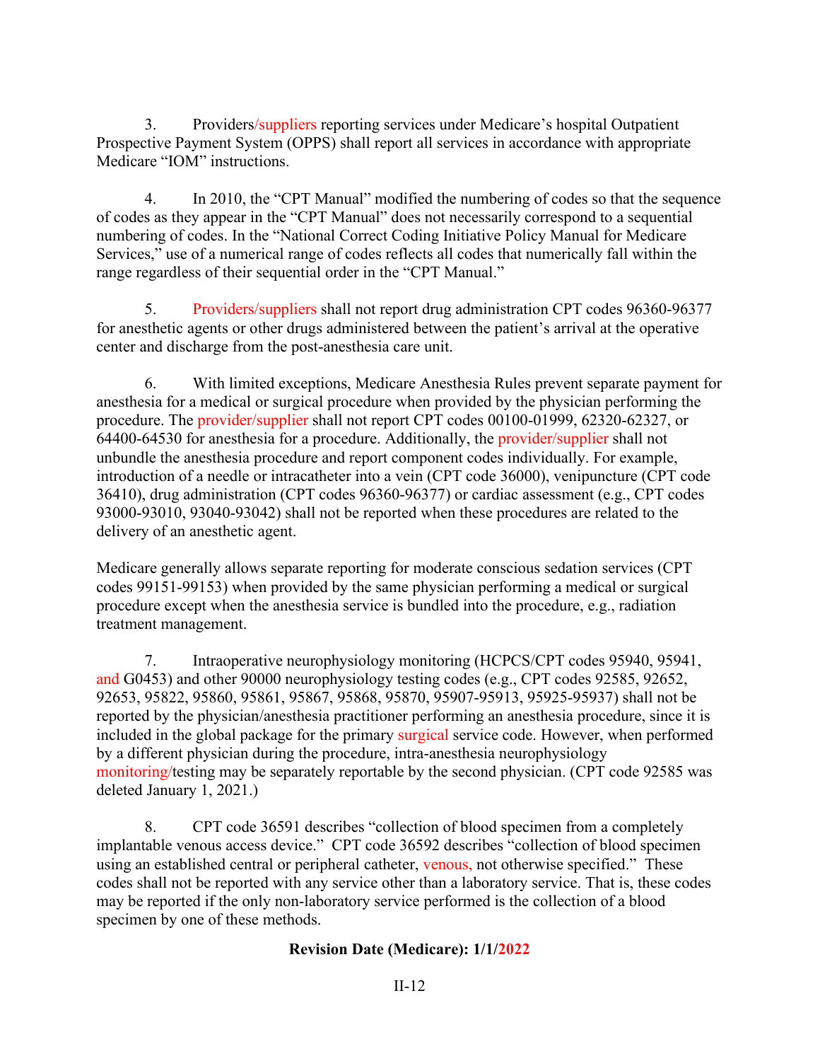3. Providers/suppliers reporting services under Medicare's hospital Outpatient Prospective Payment System (OPPS) shall report all services in accordance with appropriate Medicare "IOM" instructions.

4. In 2010, the "CPT Manual" modified the numbering of codes so that the sequence of codes as they appear in the "CPT Manual" does not necessarily correspond to a sequential numbering of codes. In the "National Correct Coding Initiative Policy Manual for Medicare Services," use of a numerical range of codes reflects all codes that numerically fall within the range regardless of their sequential order in the "CPT Manual."

5. Providers/suppliers shall not report drug administration CPT codes 96360-96377 for anesthetic agents or other drugs administered between the patient's arrival at the operative center and discharge from the post-anesthesia care unit.

6. With limited exceptions, Medicare Anesthesia Rules prevent separate payment for anesthesia for a medical or surgical procedure when provided by the physician performing the procedure. The provider/supplier shall not report CPT codes 00100-01999, 62320-62327, or 64400-64530 for anesthesia for a procedure. Additionally, the provider/supplier shall not unbundle the anesthesia procedure and report component codes individually. For example, introduction of a needle or intracatheter into a vein (CPT code 36000), venipuncture (CPT code 36410), drug administration (CPT codes 96360-96377) or cardiac assessment (e.g., CPT codes 93000-93010, 93040-93042) shall not be reported when these procedures are related to the delivery of an anesthetic agent.

Medicare generally allows separate reporting for moderate conscious sedation services (CPT codes 99151-99153) when provided by the same physician performing a medical or surgical procedure except when the anesthesia service is bundled into the procedure, e.g., radiation treatment management.

7. Intraoperative neurophysiology monitoring (HCPCS/CPT codes 95940, 95941, and G0453) and other 90000 neurophysiology testing codes (e.g., CPT codes 92585, 92652, 92653, 95822, 95860, 95861, 95867, 95868, 95870, 95907-95913, 95925-95937) shall not be reported by the physician/anesthesia practitioner performing an anesthesia procedure, since it is included in the global package for the primary surgical service code. However, when performed by a different physician during the procedure, intra-anesthesia neurophysiology monitoring/testing may be separately reportable by the second physician. (CPT code 92585 was deleted January 1, 2021.)

8. CPT code 36591 describes "collection of blood specimen from a completely implantable venous access device." CPT code 36592 describes "collection of blood specimen using an established central or peripheral catheter, venous, not otherwise specified." These codes shall not be reported with any service other than a laboratory service. That is, these codes may be reported if the only non-laboratory service performed is the collection of a blood specimen by one of these methods.

**Revision Date (Medicare): 1/1/2022**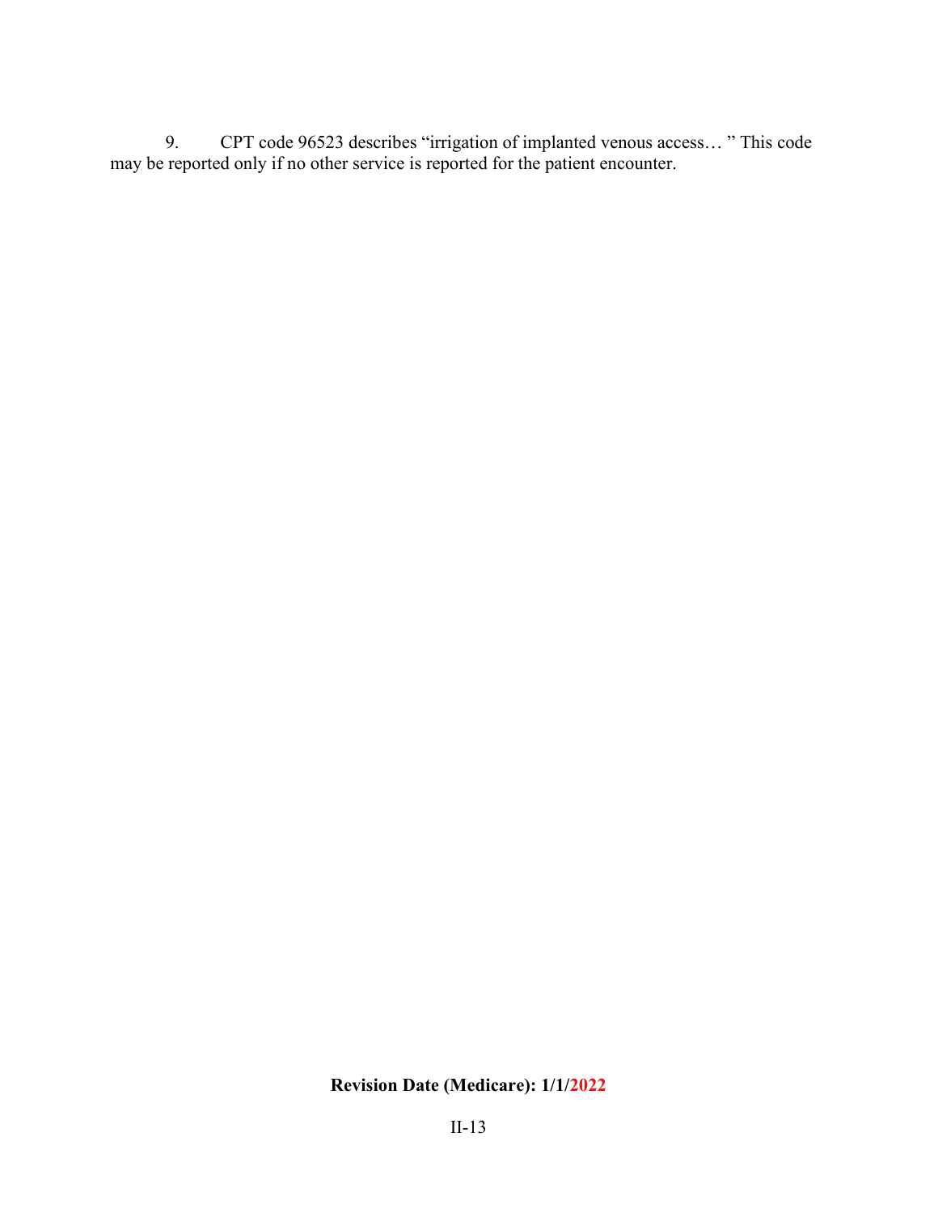9. CPT code 96523 describes "irrigation of implanted venous access… " This code may be reported only if no other service is reported for the patient encounter.

**Revision Date (Medicare): 1/1/2022**